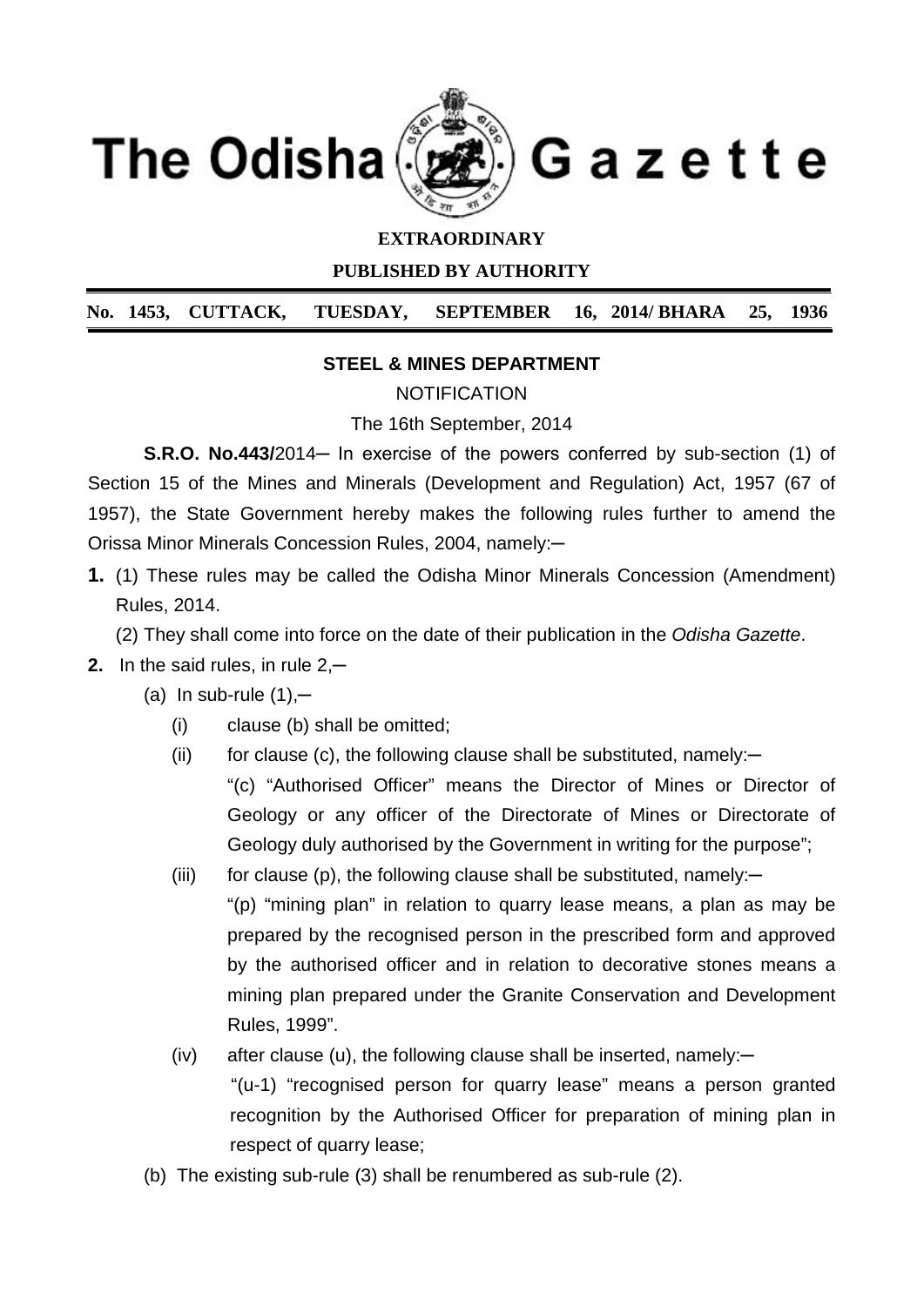# The Odisha Gazette

**EXTRAORDINARY**

**PUBLISHED BY AUTHORITY**

**No. 1453, CUTTACK, TUESDAY, SEPTEMBER 16, 2014/ BHARA 25, 1936**

**STEEL & MINES DEPARTMENT**

NOTIFICATION

The 16th September, 2014

**S.R.O. No.443/**2014─ In exercise of the powers conferred by sub-section (1) of Section 15 of the Mines and Minerals (Development and Regulation) Act, 1957 (67 of 1957), the State Government hereby makes the following rules further to amend the Orissa Minor Minerals Concession Rules, 2004, namely:─

**1.** (1) These rules may be called the Odisha Minor Minerals Concession (Amendment) Rules, 2014.

(2) They shall come into force on the date of their publication in the *Odisha Gazette*.

**2.** In the said rules, in rule 2,─

(a) In sub-rule (1),─

(i) clause (b) shall be omitted;

(ii) for clause (c), the following clause shall be substituted, namely:─

"(c) "Authorised Officer" means the Director of Mines or Director of Geology or any officer of the Directorate of Mines or Directorate of Geology duly authorised by the Government in writing for the purpose";

(iii) for clause (p), the following clause shall be substituted, namely:─

"(p) "mining plan" in relation to quarry lease means, a plan as may be prepared by the recognised person in the prescribed form and approved by the authorised officer and in relation to decorative stones means a mining plan prepared under the Granite Conservation and Development Rules, 1999".

(iv) after clause (u), the following clause shall be inserted, namely:─

"(u-1) "recognised person for quarry lease" means a person granted recognition by the Authorised Officer for preparation of mining plan in respect of quarry lease;

(b) The existing sub-rule (3) shall be renumbered as sub-rule (2).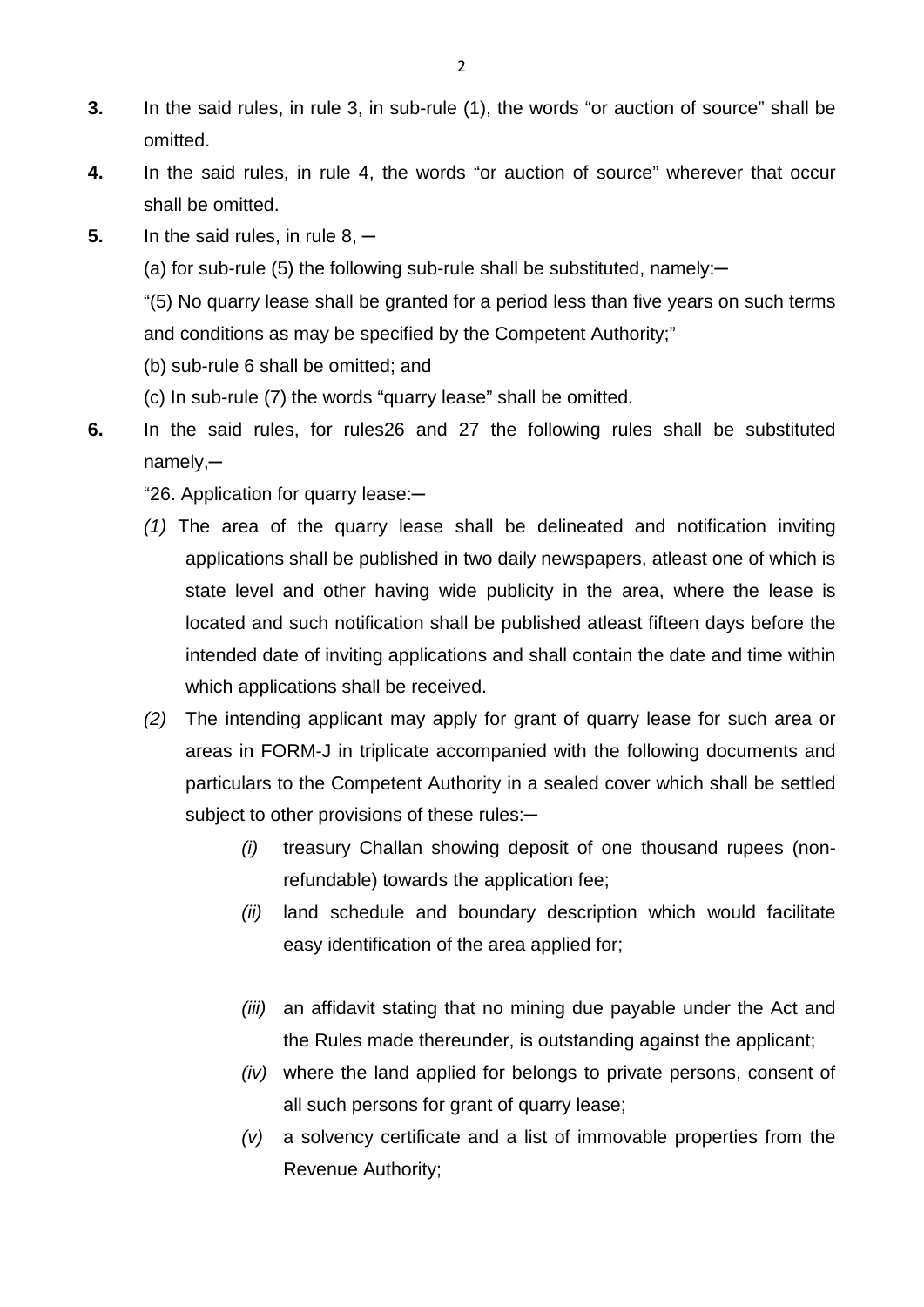**3.** In the said rules, in rule 3, in sub-rule (1), the words "or auction of source" shall be omitted.

**4.** In the said rules, in rule 4, the words "or auction of source" wherever that occur shall be omitted.

**5.** In the said rules, in rule 8, ─

(a) for sub-rule (5) the following sub-rule shall be substituted, namely:─

"(5) No quarry lease shall be granted for a period less than five years on such terms and conditions as may be specified by the Competent Authority;"

(b) sub-rule 6 shall be omitted; and

(c) In sub-rule (7) the words "quarry lease" shall be omitted.

**6.** In the said rules, for rules26 and 27 the following rules shall be substituted namely,─

"26. Application for quarry lease:─

*(1)* The area of the quarry lease shall be delineated and notification inviting applications shall be published in two daily newspapers, atleast one of which is state level and other having wide publicity in the area, where the lease is located and such notification shall be published atleast fifteen days before the intended date of inviting applications and shall contain the date and time within which applications shall be received.

*(2)* The intending applicant may apply for grant of quarry lease for such area or areas in FORM-J in triplicate accompanied with the following documents and particulars to the Competent Authority in a sealed cover which shall be settled subject to other provisions of these rules:─

*(i)* treasury Challan showing deposit of one thousand rupees (non-refundable) towards the application fee;

*(ii)* land schedule and boundary description which would facilitate easy identification of the area applied for;

*(iii)* an affidavit stating that no mining due payable under the Act and the Rules made thereunder, is outstanding against the applicant;

*(iv)* where the land applied for belongs to private persons, consent of all such persons for grant of quarry lease;

*(v)* a solvency certificate and a list of immovable properties from the Revenue Authority;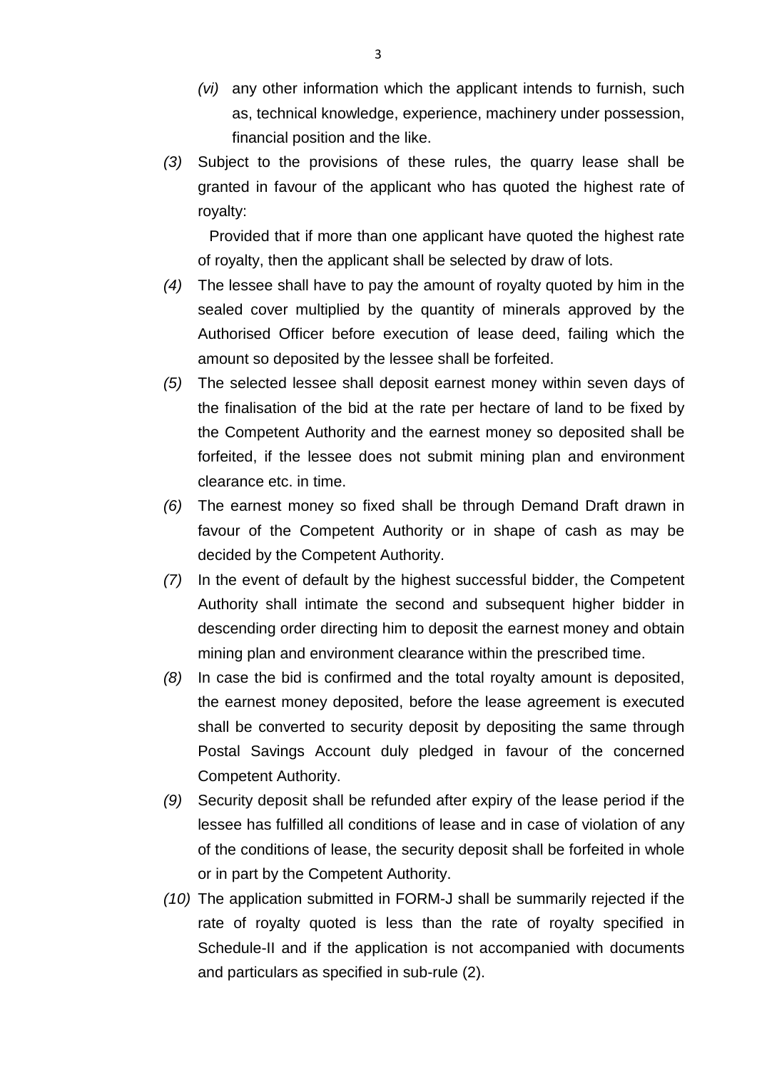*(vi)* any other information which the applicant intends to furnish, such as, technical knowledge, experience, machinery under possession, financial position and the like.

*(3)* Subject to the provisions of these rules, the quarry lease shall be granted in favour of the applicant who has quoted the highest rate of royalty:

Provided that if more than one applicant have quoted the highest rate of royalty, then the applicant shall be selected by draw of lots.

*(4)* The lessee shall have to pay the amount of royalty quoted by him in the sealed cover multiplied by the quantity of minerals approved by the Authorised Officer before execution of lease deed, failing which the amount so deposited by the lessee shall be forfeited.

*(5)* The selected lessee shall deposit earnest money within seven days of the finalisation of the bid at the rate per hectare of land to be fixed by the Competent Authority and the earnest money so deposited shall be forfeited, if the lessee does not submit mining plan and environment clearance etc. in time.

*(6)* The earnest money so fixed shall be through Demand Draft drawn in favour of the Competent Authority or in shape of cash as may be decided by the Competent Authority.

*(7)* In the event of default by the highest successful bidder, the Competent Authority shall intimate the second and subsequent higher bidder in descending order directing him to deposit the earnest money and obtain mining plan and environment clearance within the prescribed time.

*(8)* In case the bid is confirmed and the total royalty amount is deposited, the earnest money deposited, before the lease agreement is executed shall be converted to security deposit by depositing the same through Postal Savings Account duly pledged in favour of the concerned Competent Authority.

*(9)* Security deposit shall be refunded after expiry of the lease period if the lessee has fulfilled all conditions of lease and in case of violation of any of the conditions of lease, the security deposit shall be forfeited in whole or in part by the Competent Authority.

*(10)* The application submitted in FORM-J shall be summarily rejected if the rate of royalty quoted is less than the rate of royalty specified in Schedule-II and if the application is not accompanied with documents and particulars as specified in sub-rule (2).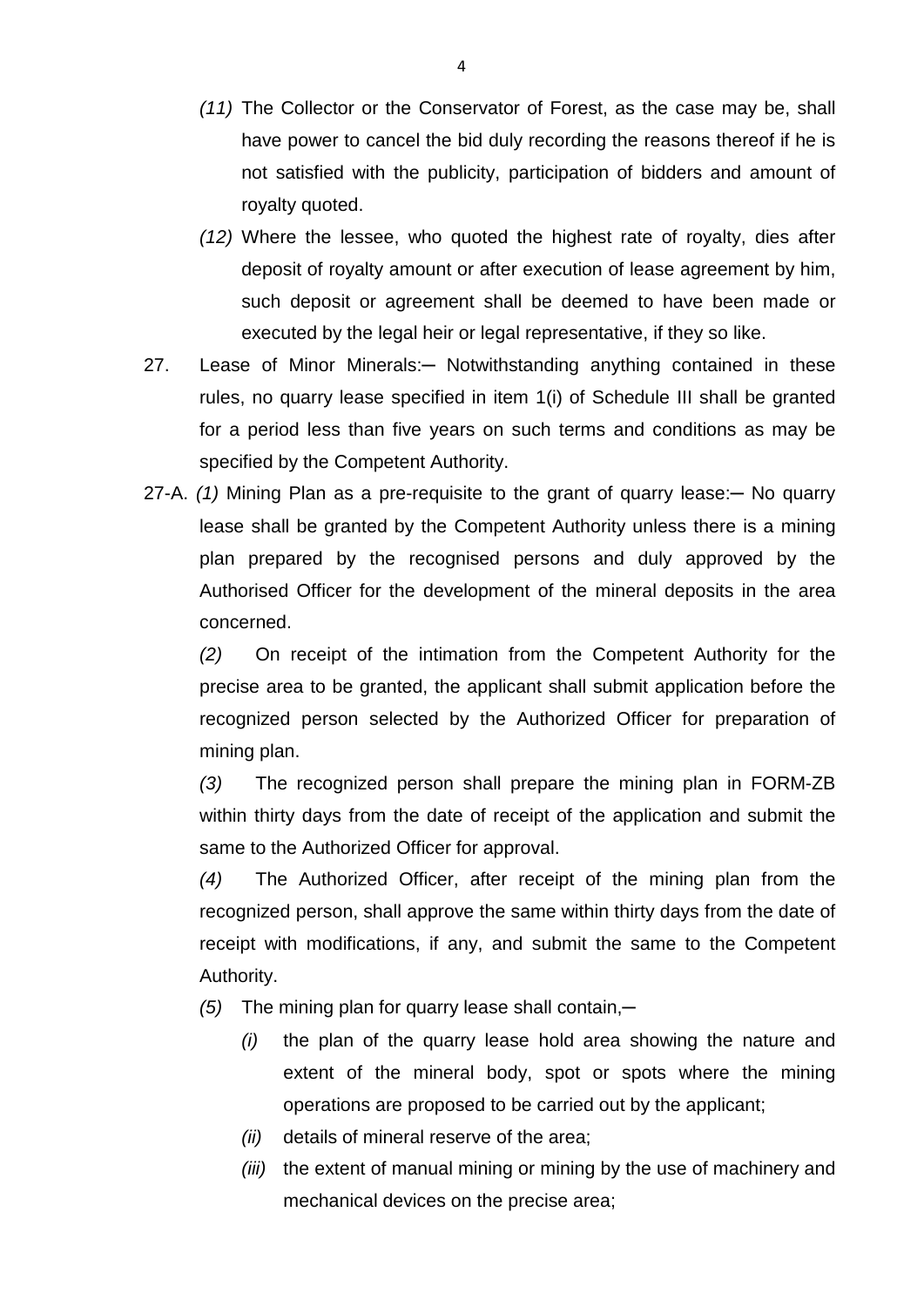*(11)* The Collector or the Conservator of Forest, as the case may be, shall have power to cancel the bid duly recording the reasons thereof if he is not satisfied with the publicity, participation of bidders and amount of royalty quoted.

*(12)* Where the lessee, who quoted the highest rate of royalty, dies after deposit of royalty amount or after execution of lease agreement by him, such deposit or agreement shall be deemed to have been made or executed by the legal heir or legal representative, if they so like.

27. Lease of Minor Minerals:─ Notwithstanding anything contained in these rules, no quarry lease specified in item 1(i) of Schedule III shall be granted for a period less than five years on such terms and conditions as may be specified by the Competent Authority.

27-A. *(1)* Mining Plan as a pre-requisite to the grant of quarry lease:─ No quarry lease shall be granted by the Competent Authority unless there is a mining plan prepared by the recognised persons and duly approved by the Authorised Officer for the development of the mineral deposits in the area concerned.

*(2)* On receipt of the intimation from the Competent Authority for the precise area to be granted, the applicant shall submit application before the recognized person selected by the Authorized Officer for preparation of mining plan.

*(3)* The recognized person shall prepare the mining plan in FORM-ZB within thirty days from the date of receipt of the application and submit the same to the Authorized Officer for approval.

*(4)* The Authorized Officer, after receipt of the mining plan from the recognized person, shall approve the same within thirty days from the date of receipt with modifications, if any, and submit the same to the Competent Authority.

*(5)* The mining plan for quarry lease shall contain,─

*(i)* the plan of the quarry lease hold area showing the nature and extent of the mineral body, spot or spots where the mining operations are proposed to be carried out by the applicant;

*(ii)* details of mineral reserve of the area;

*(iii)* the extent of manual mining or mining by the use of machinery and mechanical devices on the precise area;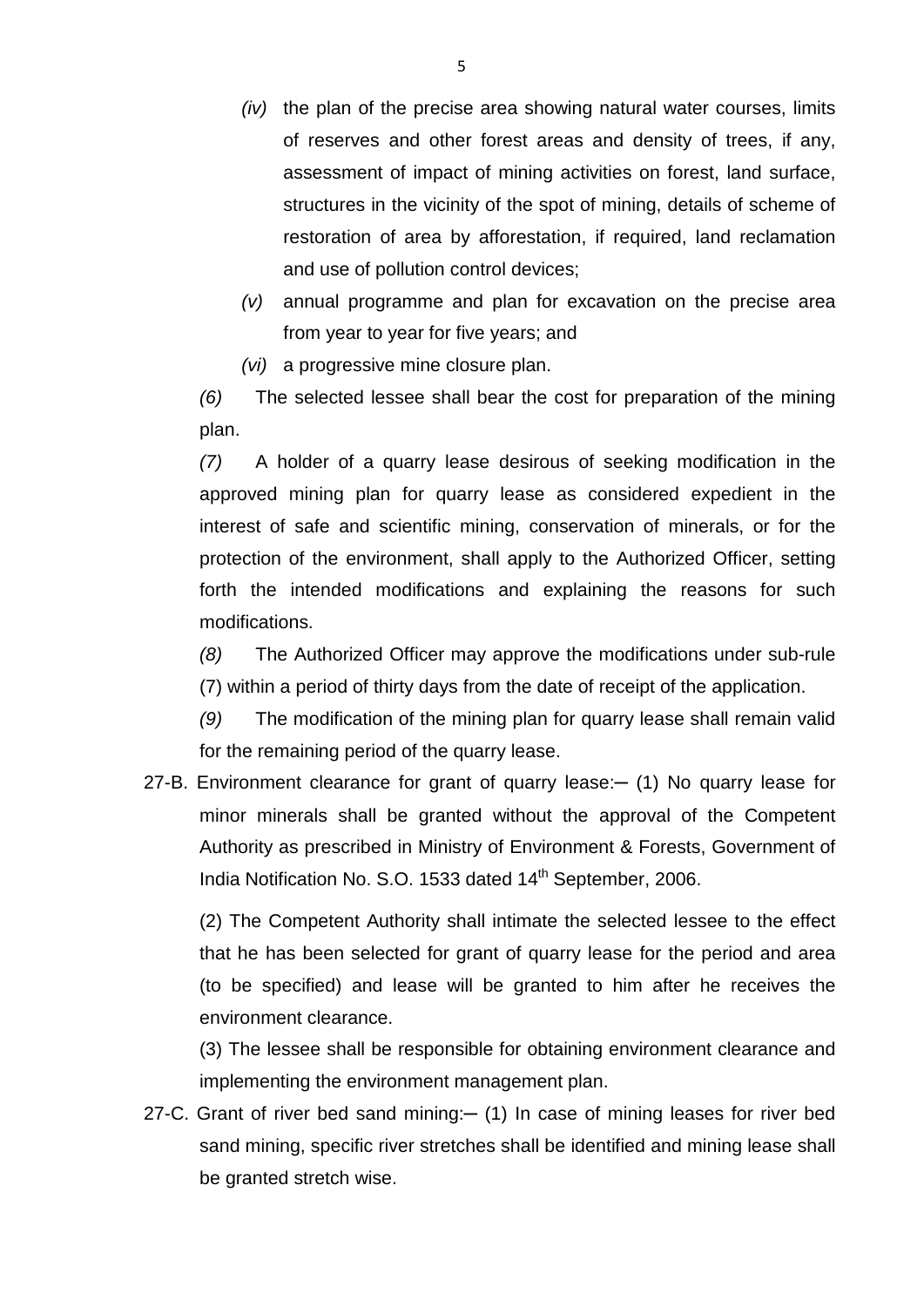*(iv)* the plan of the precise area showing natural water courses, limits of reserves and other forest areas and density of trees, if any, assessment of impact of mining activities on forest, land surface, structures in the vicinity of the spot of mining, details of scheme of restoration of area by afforestation, if required, land reclamation and use of pollution control devices;

*(v)* annual programme and plan for excavation on the precise area from year to year for five years; and

*(vi)* a progressive mine closure plan.

*(6)* The selected lessee shall bear the cost for preparation of the mining plan.

*(7)* A holder of a quarry lease desirous of seeking modification in the approved mining plan for quarry lease as considered expedient in the interest of safe and scientific mining, conservation of minerals, or for the protection of the environment, shall apply to the Authorized Officer, setting forth the intended modifications and explaining the reasons for such modifications.

*(8)* The Authorized Officer may approve the modifications under sub-rule (7) within a period of thirty days from the date of receipt of the application.

*(9)* The modification of the mining plan for quarry lease shall remain valid for the remaining period of the quarry lease.

27-B. Environment clearance for grant of quarry lease:─ (1) No quarry lease for minor minerals shall be granted without the approval of the Competent Authority as prescribed in Ministry of Environment & Forests, Government of India Notification No. S.O. 1533 dated 14th September, 2006.

(2) The Competent Authority shall intimate the selected lessee to the effect that he has been selected for grant of quarry lease for the period and area (to be specified) and lease will be granted to him after he receives the environment clearance.

(3) The lessee shall be responsible for obtaining environment clearance and implementing the environment management plan.

27-C. Grant of river bed sand mining:─ (1) In case of mining leases for river bed sand mining, specific river stretches shall be identified and mining lease shall be granted stretch wise.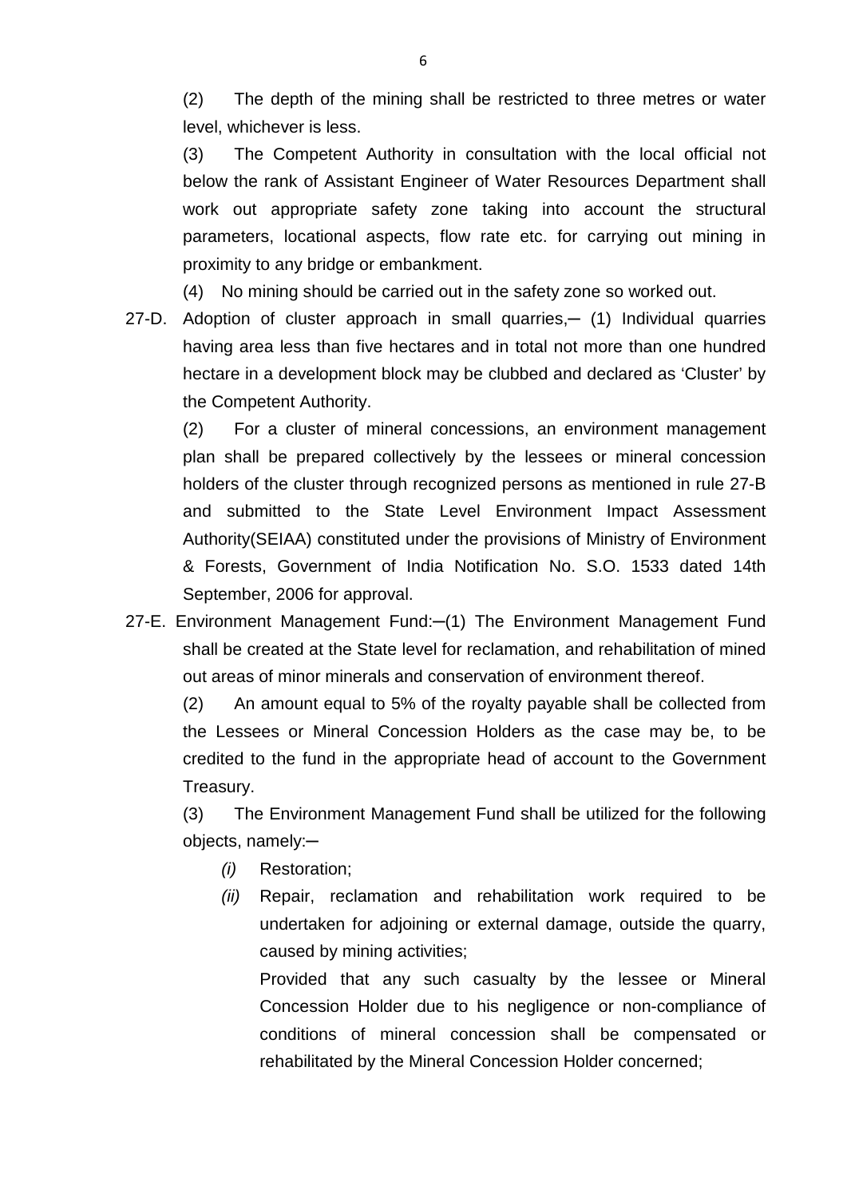(2) The depth of the mining shall be restricted to three metres or water level, whichever is less.

(3) The Competent Authority in consultation with the local official not below the rank of Assistant Engineer of Water Resources Department shall work out appropriate safety zone taking into account the structural parameters, locational aspects, flow rate etc. for carrying out mining in proximity to any bridge or embankment.

(4) No mining should be carried out in the safety zone so worked out.

27-D. Adoption of cluster approach in small quarries,─ (1) Individual quarries having area less than five hectares and in total not more than one hundred hectare in a development block may be clubbed and declared as 'Cluster' by the Competent Authority.

(2) For a cluster of mineral concessions, an environment management plan shall be prepared collectively by the lessees or mineral concession holders of the cluster through recognized persons as mentioned in rule 27-B and submitted to the State Level Environment Impact Assessment Authority(SEIAA) constituted under the provisions of Ministry of Environment & Forests, Government of India Notification No. S.O. 1533 dated 14th September, 2006 for approval.

27-E. Environment Management Fund:─(1) The Environment Management Fund shall be created at the State level for reclamation, and rehabilitation of mined out areas of minor minerals and conservation of environment thereof.

(2) An amount equal to 5% of the royalty payable shall be collected from the Lessees or Mineral Concession Holders as the case may be, to be credited to the fund in the appropriate head of account to the Government Treasury.

(3) The Environment Management Fund shall be utilized for the following objects, namely:─

*(i)* Restoration;

*(ii)* Repair, reclamation and rehabilitation work required to be undertaken for adjoining or external damage, outside the quarry, caused by mining activities;

Provided that any such casualty by the lessee or Mineral Concession Holder due to his negligence or non-compliance of conditions of mineral concession shall be compensated or rehabilitated by the Mineral Concession Holder concerned;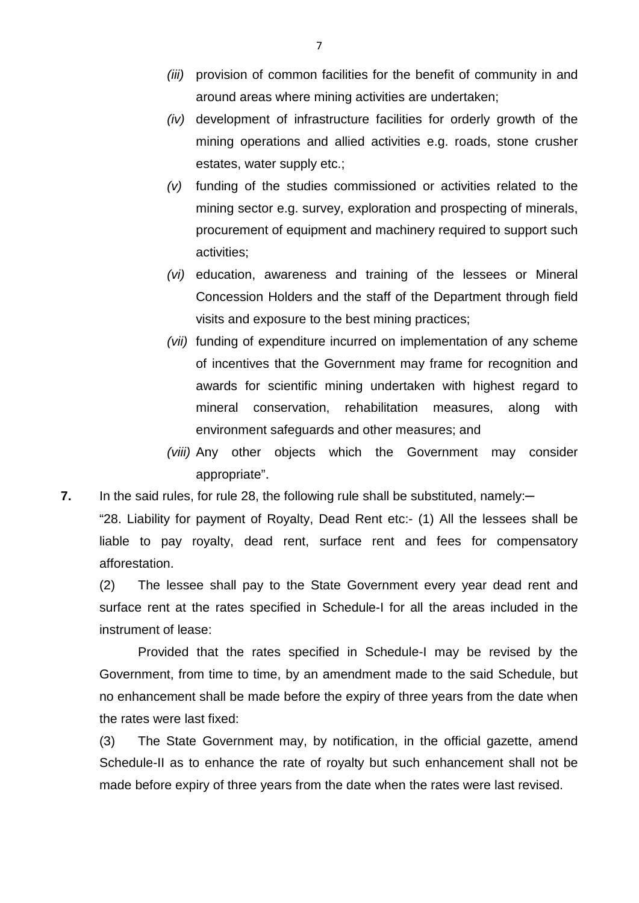*(iii)* provision of common facilities for the benefit of community in and around areas where mining activities are undertaken;

*(iv)* development of infrastructure facilities for orderly growth of the mining operations and allied activities e.g. roads, stone crusher estates, water supply etc.;

*(v)* funding of the studies commissioned or activities related to the mining sector e.g. survey, exploration and prospecting of minerals, procurement of equipment and machinery required to support such activities;

*(vi)* education, awareness and training of the lessees or Mineral Concession Holders and the staff of the Department through field visits and exposure to the best mining practices;

*(vii)* funding of expenditure incurred on implementation of any scheme of incentives that the Government may frame for recognition and awards for scientific mining undertaken with highest regard to mineral conservation, rehabilitation measures, along with environment safeguards and other measures; and

*(viii)* Any other objects which the Government may consider appropriate".

**7.** In the said rules, for rule 28, the following rule shall be substituted, namely:─

"28. Liability for payment of Royalty, Dead Rent etc:- (1) All the lessees shall be liable to pay royalty, dead rent, surface rent and fees for compensatory afforestation.

(2) The lessee shall pay to the State Government every year dead rent and surface rent at the rates specified in Schedule-I for all the areas included in the instrument of lease:

Provided that the rates specified in Schedule-I may be revised by the Government, from time to time, by an amendment made to the said Schedule, but no enhancement shall be made before the expiry of three years from the date when the rates were last fixed:

(3) The State Government may, by notification, in the official gazette, amend Schedule-II as to enhance the rate of royalty but such enhancement shall not be made before expiry of three years from the date when the rates were last revised.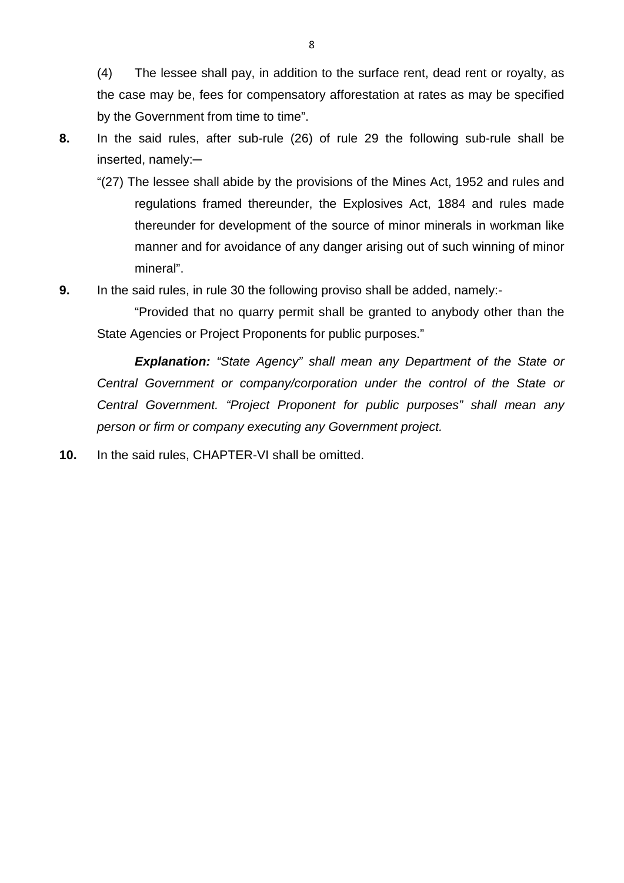(4) The lessee shall pay, in addition to the surface rent, dead rent or royalty, as the case may be, fees for compensatory afforestation at rates as may be specified by the Government from time to time".

**8.** In the said rules, after sub-rule (26) of rule 29 the following sub-rule shall be inserted, namely:─

"(27) The lessee shall abide by the provisions of the Mines Act, 1952 and rules and regulations framed thereunder, the Explosives Act, 1884 and rules made thereunder for development of the source of minor minerals in workman like manner and for avoidance of any danger arising out of such winning of minor mineral".

**9.** In the said rules, in rule 30 the following proviso shall be added, namely:-

"Provided that no quarry permit shall be granted to anybody other than the State Agencies or Project Proponents for public purposes."

***Explanation:*** *"State Agency" shall mean any Department of the State or Central Government or company/corporation under the control of the State or Central Government. "Project Proponent for public purposes" shall mean any person or firm or company executing any Government project.*

**10.** In the said rules, CHAPTER-VI shall be omitted.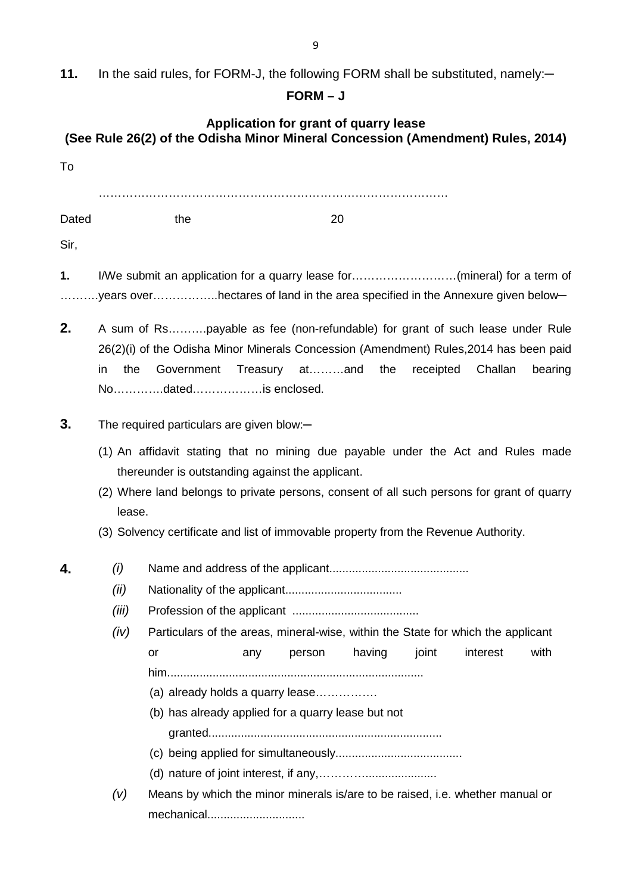**11.** In the said rules, for FORM-J, the following FORM shall be substituted, namely:─

**FORM – J**

**Application for grant of quarry lease**
**(See Rule 26(2) of the Odisha Minor Mineral Concession (Amendment) Rules, 2014)**

To

…………………………………………………………………………………….

Dated the 20

Sir,

**1.** I/We submit an application for a quarry lease for………………………(mineral) for a term of ……….years over……………..hectares of land in the area specified in the Annexure given below─

**2.** A sum of Rs……….payable as fee (non-refundable) for grant of such lease under Rule 26(2)(i) of the Odisha Minor Minerals Concession (Amendment) Rules,2014 has been paid in the Government Treasury at……..and the receipted Challan bearing No…………..dated………………is enclosed.

**3.** The required particulars are given blow:─

(1) An affidavit stating that no mining due payable under the Act and Rules made thereunder is outstanding against the applicant.

(2) Where land belongs to private persons, consent of all such persons for grant of quarry lease.

(3) Solvency certificate and list of immovable property from the Revenue Authority.

**4.** *(i)* Name and address of the applicant..........................................

*(ii)* Nationality of the applicant...................................

*(iii)* Profession of the applicant .......................................

*(iv)* Particulars of the areas, mineral-wise, within the State for which the applicant or any person having joint interest with him...............................................................................

(a) already holds a quarry lease…………….

(b) has already applied for a quarry lease but not granted......................................................................

(c) being applied for simultaneously......................................

(d) nature of joint interest, if any,……………......................

*(v)* Means by which the minor minerals is/are to be raised, i.e. whether manual or mechanical.............................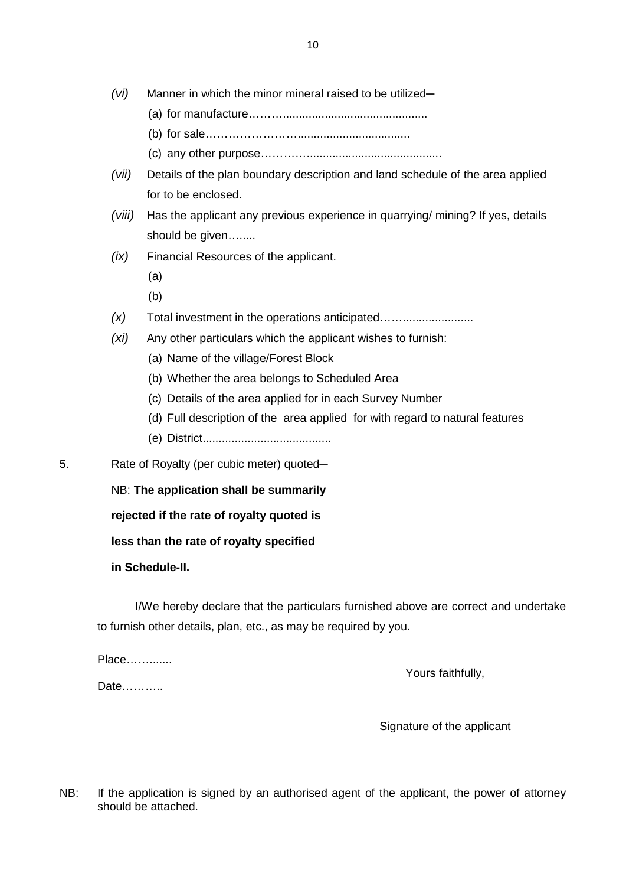*(vi)* Manner in which the minor mineral raised to be utilized–

(a) for manufacture…….............................................

(b) for sale……………………..................................

(c) any other purpose………..........................................

*(vii)* Details of the plan boundary description and land schedule of the area applied for to be enclosed.

*(viii)* Has the applicant any previous experience in quarrying/ mining? If yes, details should be given….....

*(ix)* Financial Resources of the applicant.

(a)

(b)

*(x)* Total investment in the operations anticipated……......................

*(xi)* Any other particulars which the applicant wishes to furnish:

(a) Name of the village/Forest Block

(b) Whether the area belongs to Scheduled Area

(c) Details of the area applied for in each Survey Number

(d) Full description of the area applied for with regard to natural features

(e) District........................................

5. Rate of Royalty (per cubic meter) quoted–

NB: **The application shall be summarily rejected if the rate of royalty quoted is less than the rate of royalty specified in Schedule-II.**

I/We hereby declare that the particulars furnished above are correct and undertake to furnish other details, plan, etc., as may be required by you.

Place……......

Date………..

Yours faithfully,

Signature of the applicant

---

NB: If the application is signed by an authorised agent of the applicant, the power of attorney should be attached.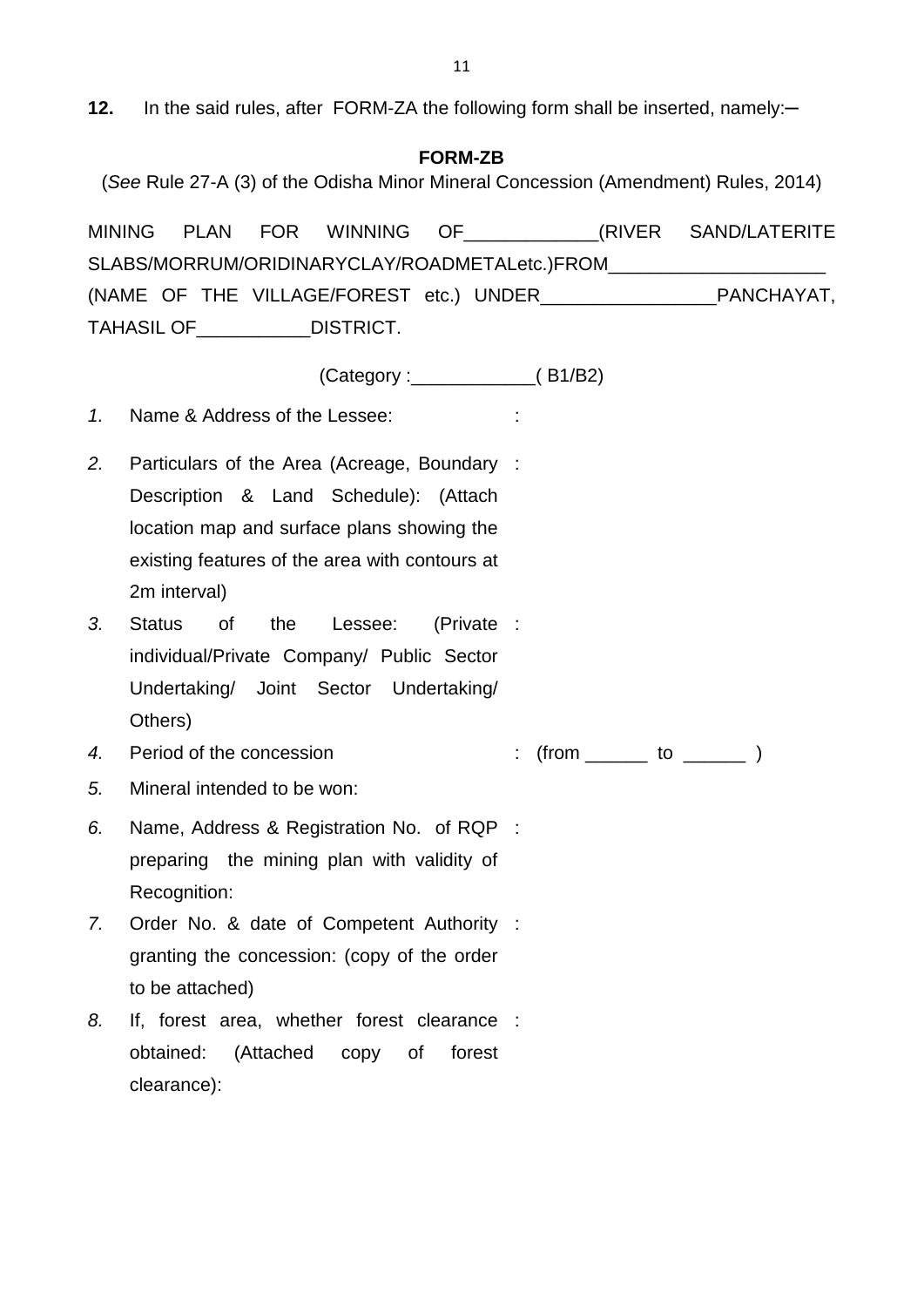**12.** In the said rules, after FORM-ZA the following form shall be inserted, namely:─

**FORM-ZB**

(*See* Rule 27-A (3) of the Odisha Minor Mineral Concession (Amendment) Rules, 2014)

MINING PLAN FOR WINNING OF____________(RIVER SAND/LATERITE SLABS/MORRUM/ORIDINARYCLAY/ROADMETALetc.)FROM____________________ (NAME OF THE VILLAGE/FOREST etc.) UNDER________________PANCHAYAT, TAHASIL OF___________DISTRICT.

(Category :____________( B1/B2)

*1.* Name & Address of the Lessee: :

*2.* Particulars of the Area (Acreage, Boundary Description & Land Schedule): (Attach location map and surface plans showing the existing features of the area with contours at 2m interval) :

*3.* Status of the Lessee: (Private individual/Private Company/ Public Sector Undertaking/ Joint Sector Undertaking/ Others) :

*4.* Period of the concession : (from ______ to ______ )

*5.* Mineral intended to be won:

*6.* Name, Address & Registration No. of RQP preparing the mining plan with validity of Recognition: :

*7.* Order No. & date of Competent Authority granting the concession: (copy of the order to be attached) :

*8.* If, forest area, whether forest clearance obtained: (Attached copy of forest clearance): :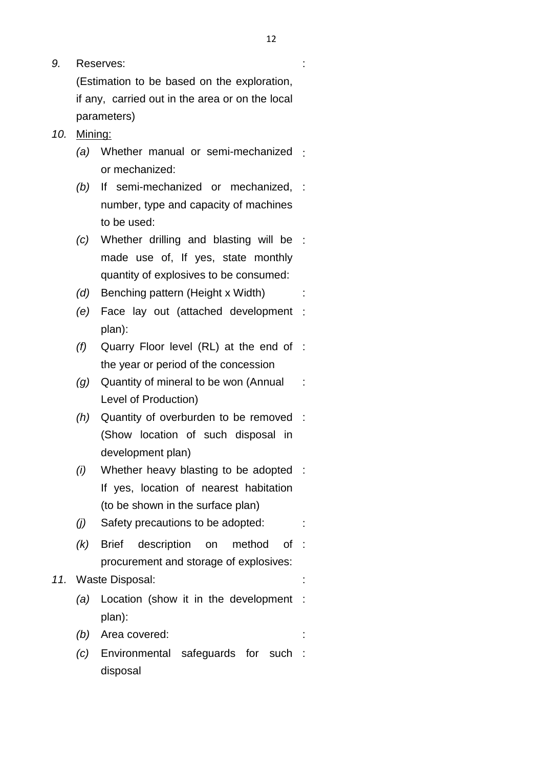*9.* Reserves: :

(Estimation to be based on the exploration, if any, carried out in the area or on the local parameters)

*10.* Mining:

*(a)* Whether manual or semi-mechanized or mechanized: :

*(b)* If semi-mechanized or mechanized, number, type and capacity of machines to be used: :

*(c)* Whether drilling and blasting will be made use of, If yes, state monthly quantity of explosives to be consumed: :

*(d)* Benching pattern (Height x Width) :

*(e)* Face lay out (attached development plan): :

*(f)* Quarry Floor level (RL) at the end of the year or period of the concession :

*(g)* Quantity of mineral to be won (Annual Level of Production) :

*(h)* Quantity of overburden to be removed (Show location of such disposal in development plan) :

*(i)* Whether heavy blasting to be adopted If yes, location of nearest habitation (to be shown in the surface plan) :

*(j)* Safety precautions to be adopted: :

*(k)* Brief description on method of procurement and storage of explosives: :

*11.* Waste Disposal: :

*(a)* Location (show it in the development plan): :

*(b)* Area covered: :

*(c)* Environmental safeguards for such disposal :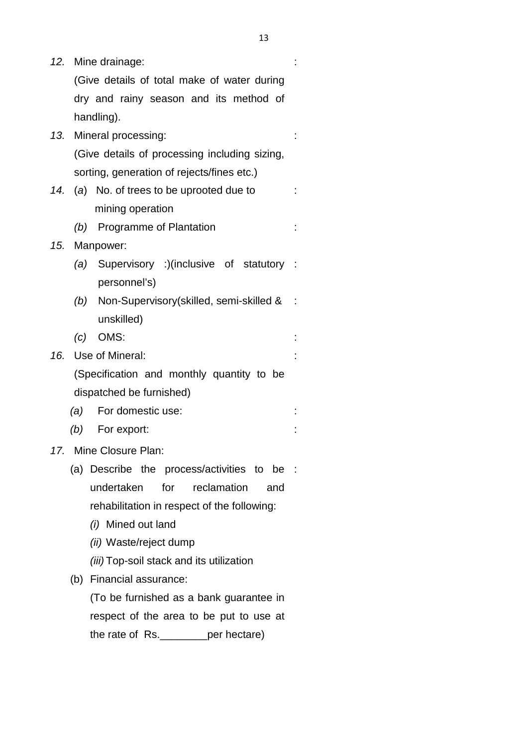12. Mine drainage: :
    (Give details of total make of water during dry and rainy season and its method of handling).

13. Mineral processing: :
    (Give details of processing including sizing, sorting, generation of rejects/fines etc.)

14. (a) No. of trees to be uprooted due to mining operation :
    (b) Programme of Plantation :

15. Manpower:
    (a) Supervisory :)(inclusive of statutory personnel's) :
    (b) Non-Supervisory(skilled, semi-skilled & unskilled) :
    (c) OMS: :

16. Use of Mineral: :
    (Specification and monthly quantity to be dispatched be furnished)
    (a) For domestic use: :
    (b) For export: :

17. Mine Closure Plan:
    (a) Describe the process/activities to be undertaken for reclamation and rehabilitation in respect of the following: :
        (i) Mined out land
        (ii) Waste/reject dump
        (iii) Top-soil stack and its utilization
    (b) Financial assurance:
        (To be furnished as a bank guarantee in respect of the area to be put to use at the rate of Rs.________per hectare)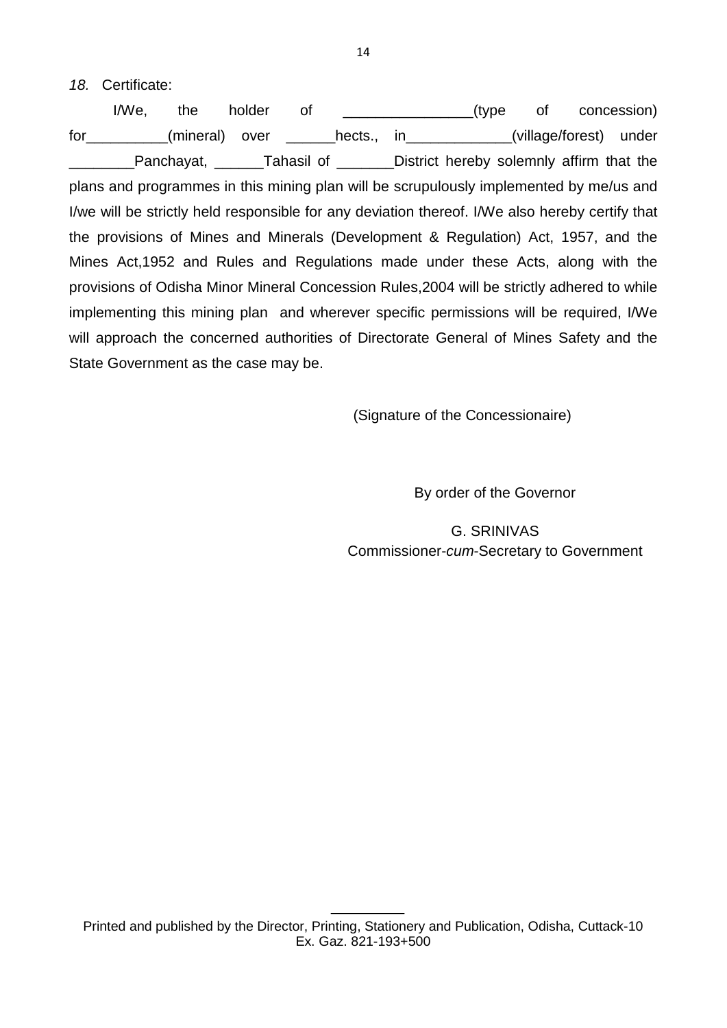*18.* Certificate:

I/We, the holder of ________________(type of concession) for__________(mineral) over ______hects., in_____________(village/forest) under ________Panchayat, ______Tahasil of _______District hereby solemnly affirm that the plans and programmes in this mining plan will be scrupulously implemented by me/us and I/we will be strictly held responsible for any deviation thereof. I/We also hereby certify that the provisions of Mines and Minerals (Development & Regulation) Act, 1957, and the Mines Act,1952 and Rules and Regulations made under these Acts, along with the provisions of Odisha Minor Mineral Concession Rules,2004 will be strictly adhered to while implementing this mining plan and wherever specific permissions will be required, I/We will approach the concerned authorities of Directorate General of Mines Safety and the State Government as the case may be.

(Signature of the Concessionaire)

By order of the Governor

G. SRINIVAS
Commissioner-*cum*-Secretary to Government

Printed and published by the Director, Printing, Stationery and Publication, Odisha, Cuttack-10
Ex. Gaz. 821-193+500